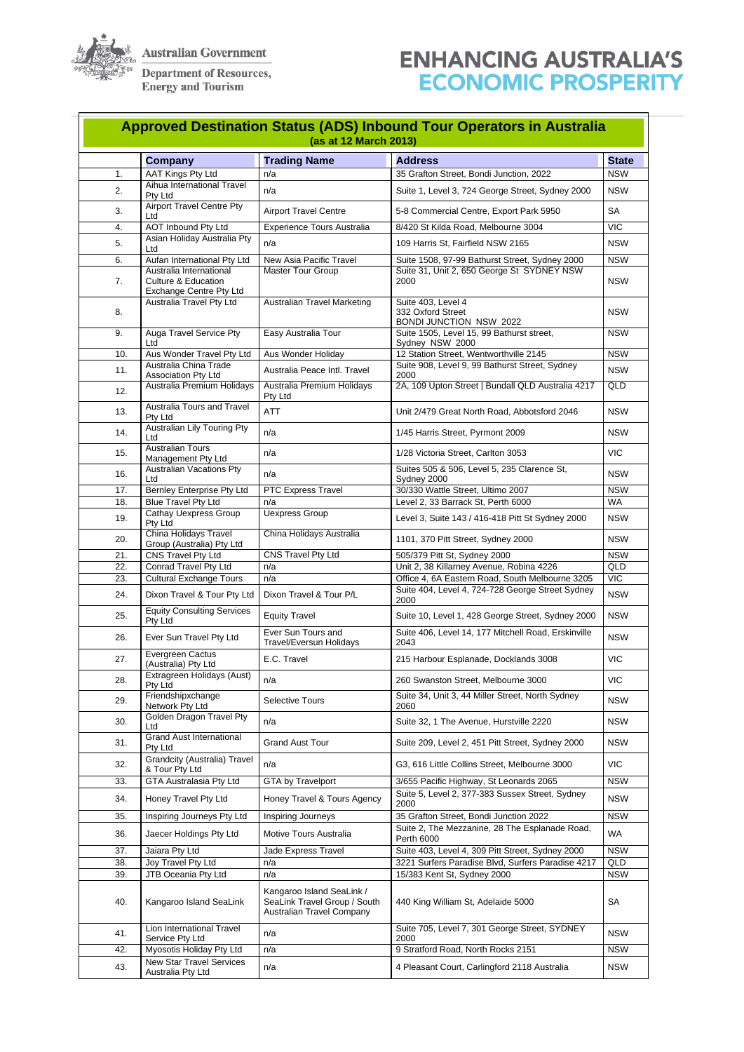Australian Government

Department of Resources, Energy and Tourism

**ENHANCING AUSTRALIA'S ECONOMIC PROSPERITY**

## Approved Destination Status (ADS) Inbound Tour Operators in Australia
**(as at 12 March 2013)**

| | Company | Trading Name | Address | State |
|---|---|---|---|---|
| 1. | AAT Kings Pty Ltd | n/a | 35 Grafton Street, Bondi Junction, 2022 | NSW |
| 2. | Aihua International Travel Pty Ltd | n/a | Suite 1, Level 3, 724 George Street, Sydney 2000 | NSW |
| 3. | Airport Travel Centre Pty Ltd | Airport Travel Centre | 5-8 Commercial Centre, Export Park 5950 | SA |
| 4. | AOT Inbound Pty Ltd | Experience Tours Australia | 8/420 St Kilda Road, Melbourne 3004 | VIC |
| 5. | Asian Holiday Australia Pty Ltd | n/a | 109 Harris St, Fairfield NSW 2165 | NSW |
| 6. | Aufan International Pty Ltd | New Asia Pacific Travel | Suite 1508, 97-99 Bathurst Street, Sydney 2000 | NSW |
| 7. | Australia International Culture & Education Exchange Centre Pty Ltd | Master Tour Group | Suite 31, Unit 2, 650 George St SYDNEY NSW 2000 | NSW |
| 8. | Australia Travel Pty Ltd | Australian Travel Marketing | Suite 403, Level 4 332 Oxford Street BONDI JUNCTION NSW 2022 | NSW |
| 9. | Auga Travel Service Pty Ltd | Easy Australia Tour | Suite 1505, Level 15, 99 Bathurst street, Sydney NSW 2000 | NSW |
| 10. | Aus Wonder Travel Pty Ltd | Aus Wonder Holiday | 12 Station Street, Wentworthville 2145 | NSW |
| 11. | Australia China Trade Association Pty Ltd | Australia Peace Intl. Travel | Suite 908, Level 9, 99 Bathurst Street, Sydney 2000 | NSW |
| 12. | Australia Premium Holidays | Australia Premium Holidays Pty Ltd | 2A, 109 Upton Street \| Bundall QLD Australia 4217 | QLD |
| 13. | Australia Tours and Travel Pty Ltd | ATT | Unit 2/479 Great North Road, Abbotsford 2046 | NSW |
| 14. | Australian Lily Touring Pty Ltd | n/a | 1/45 Harris Street, Pyrmont 2009 | NSW |
| 15. | Australian Tours Management Pty Ltd | n/a | 1/28 Victoria Street, Carlton 3053 | VIC |
| 16. | Australian Vacations Pty Ltd | n/a | Suites 505 & 506, Level 5, 235 Clarence St, Sydney 2000 | NSW |
| 17. | Bernley Enterprise Pty Ltd | PTC Express Travel | 30/330 Wattle Street, Ultimo 2007 | NSW |
| 18. | Blue Travel Pty Ltd | n/a | Level 2, 33 Barrack St, Perth 6000 | WA |
| 19. | Cathay Uexpress Group Pty Ltd | Uexpress Group | Level 3, Suite 143 / 416-418 Pitt St Sydney 2000 | NSW |
| 20. | China Holidays Travel Group (Australia) Pty Ltd | China Holidays Australia | 1101, 370 Pitt Street, Sydney 2000 | NSW |
| 21. | CNS Travel Pty Ltd | CNS Travel Pty Ltd | 505/379 Pitt St, Sydney 2000 | NSW |
| 22. | Conrad Travel Pty Ltd | n/a | Unit 2, 38 Killarney Avenue, Robina 4226 | QLD |
| 23. | Cultural Exchange Tours | n/a | Office 4, 6A Eastern Road, South Melbourne 3205 | VIC |
| 24. | Dixon Travel & Tour Pty Ltd | Dixon Travel & Tour P/L | Suite 404, Level 4, 724-728 George Street Sydney 2000 | NSW |
| 25. | Equity Consulting Services Pty Ltd | Equity Travel | Suite 10, Level 1, 428 George Street, Sydney 2000 | NSW |
| 26. | Ever Sun Travel Pty Ltd | Ever Sun Tours and Travel/Eversun Holidays | Suite 406, Level 14, 177 Mitchell Road, Erskinville 2043 | NSW |
| 27. | Evergreen Cactus (Australia) Pty Ltd | E.C. Travel | 215 Harbour Esplanade, Docklands 3008 | VIC |
| 28. | Extragreen Holidays (Aust) Pty Ltd | n/a | 260 Swanston Street, Melbourne 3000 | VIC |
| 29. | Friendshipxchange Network Pty Ltd | Selective Tours | Suite 34, Unit 3, 44 Miller Street, North Sydney 2060 | NSW |
| 30. | Golden Dragon Travel Pty Ltd | n/a | Suite 32, 1 The Avenue, Hurstville 2220 | NSW |
| 31. | Grand Aust International Pty Ltd | Grand Aust Tour | Suite 209, Level 2, 451 Pitt Street, Sydney 2000 | NSW |
| 32. | Grandcity (Australia) Travel & Tour Pty Ltd | n/a | G3, 616 Little Collins Street, Melbourne 3000 | VIC |
| 33. | GTA Australasia Pty Ltd | GTA by Travelport | 3/655 Pacific Highway, St Leonards 2065 | NSW |
| 34. | Honey Travel Pty Ltd | Honey Travel & Tours Agency | Suite 5, Level 2, 377-383 Sussex Street, Sydney 2000 | NSW |
| 35. | Inspiring Journeys Pty Ltd | Inspiring Journeys | 35 Grafton Street, Bondi Junction 2022 | NSW |
| 36. | Jaecer Holdings Pty Ltd | Motive Tours Australia | Suite 2, The Mezzanine, 28 The Esplanade Road, Perth 6000 | WA |
| 37. | Jaiara Pty Ltd | Jade Express Travel | Suite 403, Level 4, 309 Pitt Street, Sydney 2000 | NSW |
| 38. | Joy Travel Pty Ltd | n/a | 3221 Surfers Paradise Blvd, Surfers Paradise 4217 | QLD |
| 39. | JTB Oceania Pty Ltd | n/a | 15/383 Kent St, Sydney 2000 | NSW |
| 40. | Kangaroo Island SeaLink | Kangaroo Island SeaLink / SeaLink Travel Group / South Australian Travel Company | 440 King William St, Adelaide 5000 | SA |
| 41. | Lion International Travel Service Pty Ltd | n/a | Suite 705, Level 7, 301 George Street, SYDNEY 2000 | NSW |
| 42. | Myosotis Holiday Pty Ltd | n/a | 9 Stratford Road, North Rocks 2151 | NSW |
| 43. | New Star Travel Services Australia Pty Ltd | n/a | 4 Pleasant Court, Carlingford 2118 Australia | NSW |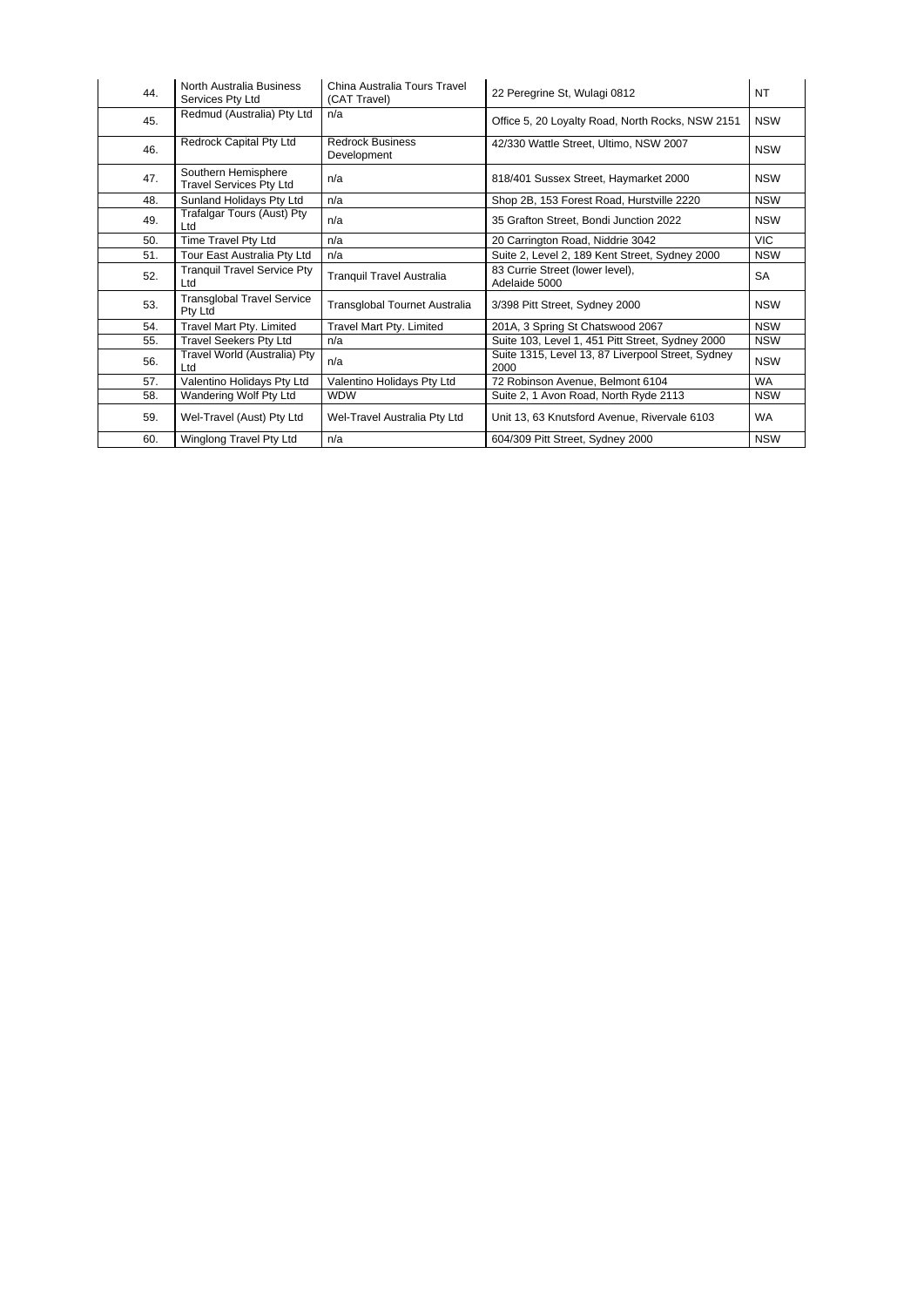| | | | | |
|---|---|---|---|---|
| 44. | North Australia Business Services Pty Ltd | China Australia Tours Travel (CAT Travel) | 22 Peregrine St, Wulagi 0812 | NT |
| 45. | Redmud (Australia) Pty Ltd | n/a | Office 5, 20 Loyalty Road, North Rocks, NSW 2151 | NSW |
| 46. | Redrock Capital Pty Ltd | Redrock Business Development | 42/330 Wattle Street, Ultimo, NSW 2007 | NSW |
| 47. | Southern Hemisphere Travel Services Pty Ltd | n/a | 818/401 Sussex Street, Haymarket 2000 | NSW |
| 48. | Sunland Holidays Pty Ltd | n/a | Shop 2B, 153 Forest Road, Hurstville 2220 | NSW |
| 49. | Trafalgar Tours (Aust) Pty Ltd | n/a | 35 Grafton Street, Bondi Junction 2022 | NSW |
| 50. | Time Travel Pty Ltd | n/a | 20 Carrington Road, Niddrie 3042 | VIC |
| 51. | Tour East Australia Pty Ltd | n/a | Suite 2, Level 2, 189 Kent Street, Sydney 2000 | NSW |
| 52. | Tranquil Travel Service Pty Ltd | Tranquil Travel Australia | 83 Currie Street (lower level), Adelaide 5000 | SA |
| 53. | Transglobal Travel Service Pty Ltd | Transglobal Tournet Australia | 3/398 Pitt Street, Sydney 2000 | NSW |
| 54. | Travel Mart Pty. Limited | Travel Mart Pty. Limited | 201A, 3 Spring St Chatswood 2067 | NSW |
| 55. | Travel Seekers Pty Ltd | n/a | Suite 103, Level 1, 451 Pitt Street, Sydney 2000 | NSW |
| 56. | Travel World (Australia) Pty Ltd | n/a | Suite 1315, Level 13, 87 Liverpool Street, Sydney 2000 | NSW |
| 57. | Valentino Holidays Pty Ltd | Valentino Holidays Pty Ltd | 72 Robinson Avenue, Belmont 6104 | WA |
| 58. | Wandering Wolf Pty Ltd | WDW | Suite 2, 1 Avon Road, North Ryde 2113 | NSW |
| 59. | Wel-Travel (Aust) Pty Ltd | Wel-Travel Australia Pty Ltd | Unit 13, 63 Knutsford Avenue, Rivervale 6103 | WA |
| 60. | Winglong Travel Pty Ltd | n/a | 604/309 Pitt Street, Sydney 2000 | NSW |